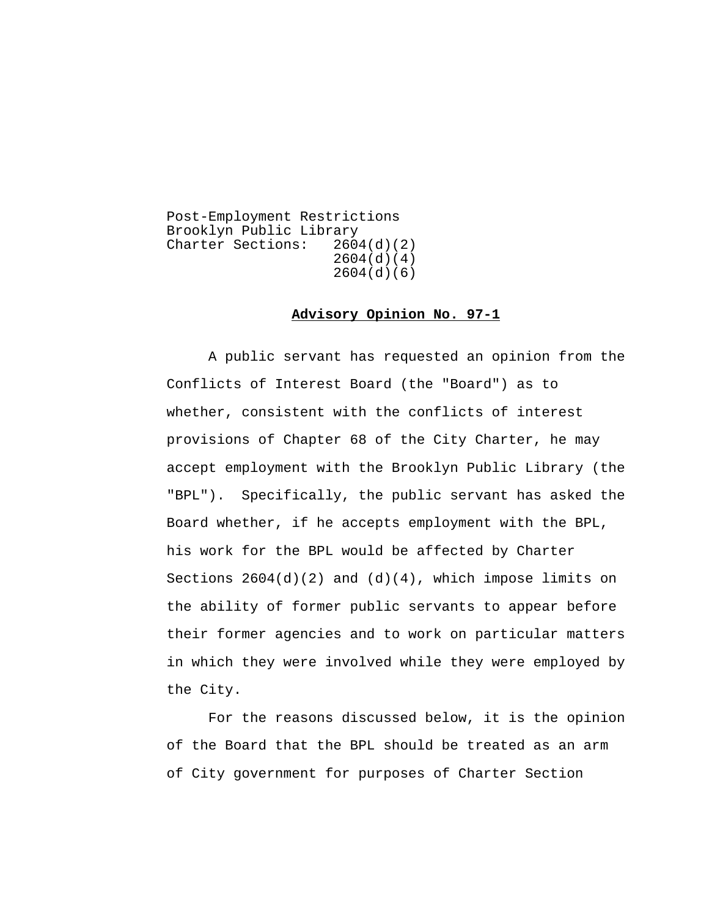Post-Employment Restrictions
Brooklyn Public Library
Charter Sections: 2604(d)(2)
2604(d)(4)
2604(d)(6)

**Advisory Opinion No. 97-1**

A public servant has requested an opinion from the Conflicts of Interest Board (the "Board") as to whether, consistent with the conflicts of interest provisions of Chapter 68 of the City Charter, he may accept employment with the Brooklyn Public Library (the "BPL"). Specifically, the public servant has asked the Board whether, if he accepts employment with the BPL, his work for the BPL would be affected by Charter Sections 2604(d)(2) and (d)(4), which impose limits on the ability of former public servants to appear before their former agencies and to work on particular matters in which they were involved while they were employed by the City.

For the reasons discussed below, it is the opinion of the Board that the BPL should be treated as an arm of City government for purposes of Charter Section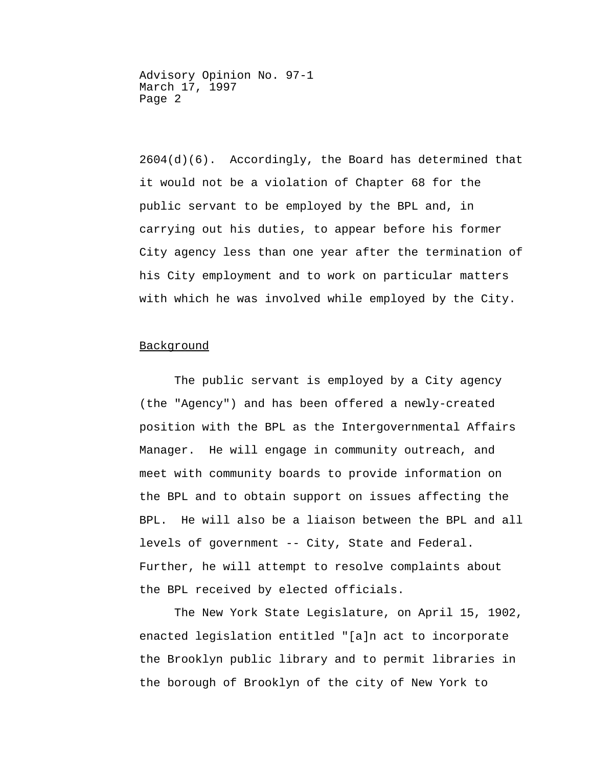2604(d)(6). Accordingly, the Board has determined that it would not be a violation of Chapter 68 for the public servant to be employed by the BPL and, in carrying out his duties, to appear before his former City agency less than one year after the termination of his City employment and to work on particular matters with which he was involved while employed by the City.

## Background

The public servant is employed by a City agency (the "Agency") and has been offered a newly-created position with the BPL as the Intergovernmental Affairs Manager. He will engage in community outreach, and meet with community boards to provide information on the BPL and to obtain support on issues affecting the BPL. He will also be a liaison between the BPL and all levels of government -- City, State and Federal. Further, he will attempt to resolve complaints about the BPL received by elected officials.

The New York State Legislature, on April 15, 1902, enacted legislation entitled "[a]n act to incorporate the Brooklyn public library and to permit libraries in the borough of Brooklyn of the city of New York to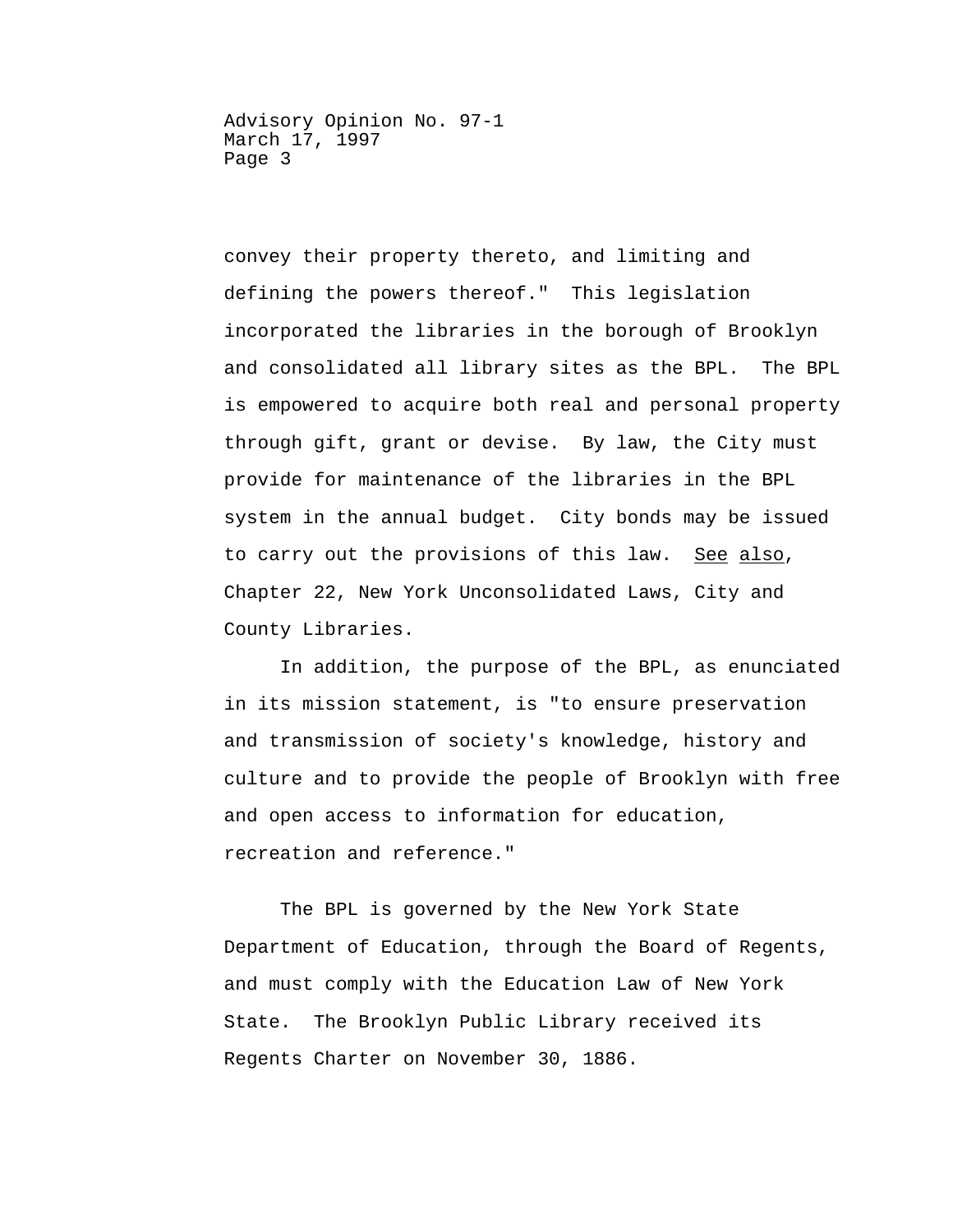convey their property thereto, and limiting and defining the powers thereof." This legislation incorporated the libraries in the borough of Brooklyn and consolidated all library sites as the BPL. The BPL is empowered to acquire both real and personal property through gift, grant or devise. By law, the City must provide for maintenance of the libraries in the BPL system in the annual budget. City bonds may be issued to carry out the provisions of this law. <u>See</u> <u>also</u>, Chapter 22, New York Unconsolidated Laws, City and County Libraries.

In addition, the purpose of the BPL, as enunciated in its mission statement, is "to ensure preservation and transmission of society's knowledge, history and culture and to provide the people of Brooklyn with free and open access to information for education, recreation and reference."

The BPL is governed by the New York State Department of Education, through the Board of Regents, and must comply with the Education Law of New York State. The Brooklyn Public Library received its Regents Charter on November 30, 1886.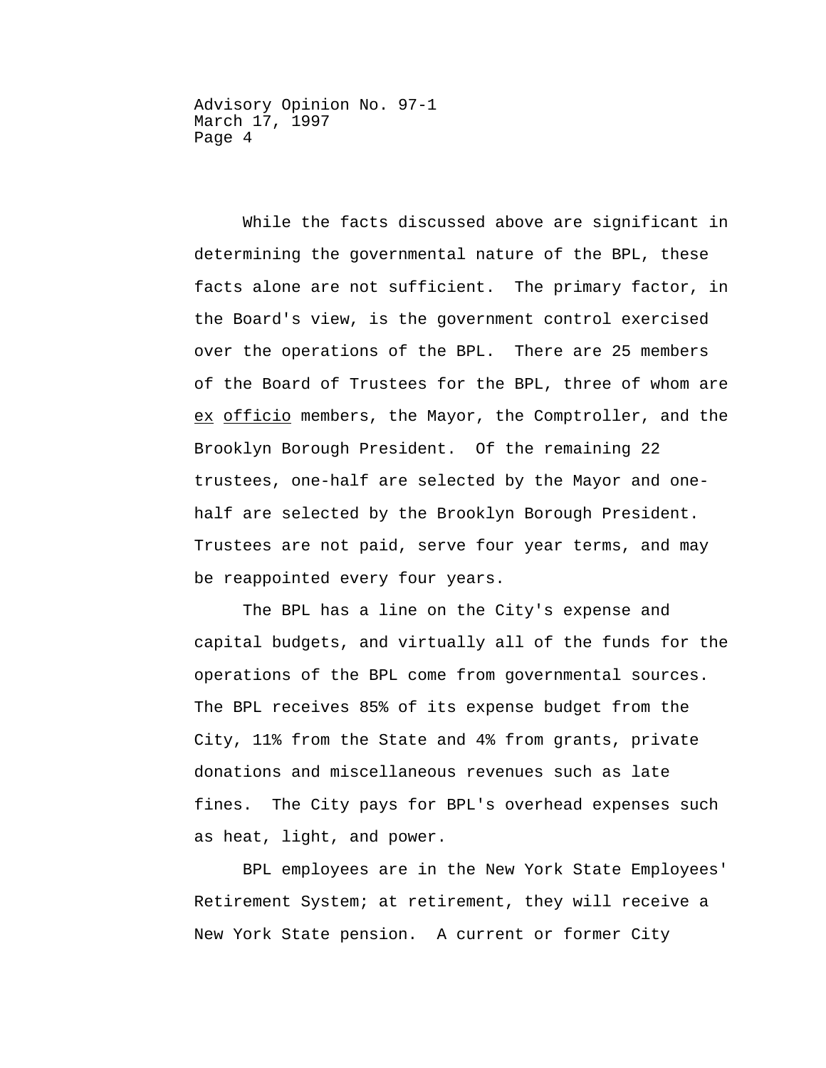While the facts discussed above are significant in determining the governmental nature of the BPL, these facts alone are not sufficient. The primary factor, in the Board's view, is the government control exercised over the operations of the BPL. There are 25 members of the Board of Trustees for the BPL, three of whom are *ex officio* members, the Mayor, the Comptroller, and the Brooklyn Borough President. Of the remaining 22 trustees, one-half are selected by the Mayor and one-half are selected by the Brooklyn Borough President. Trustees are not paid, serve four year terms, and may be reappointed every four years.

The BPL has a line on the City's expense and capital budgets, and virtually all of the funds for the operations of the BPL come from governmental sources. The BPL receives 85% of its expense budget from the City, 11% from the State and 4% from grants, private donations and miscellaneous revenues such as late fines. The City pays for BPL's overhead expenses such as heat, light, and power.

BPL employees are in the New York State Employees' Retirement System; at retirement, they will receive a New York State pension. A current or former City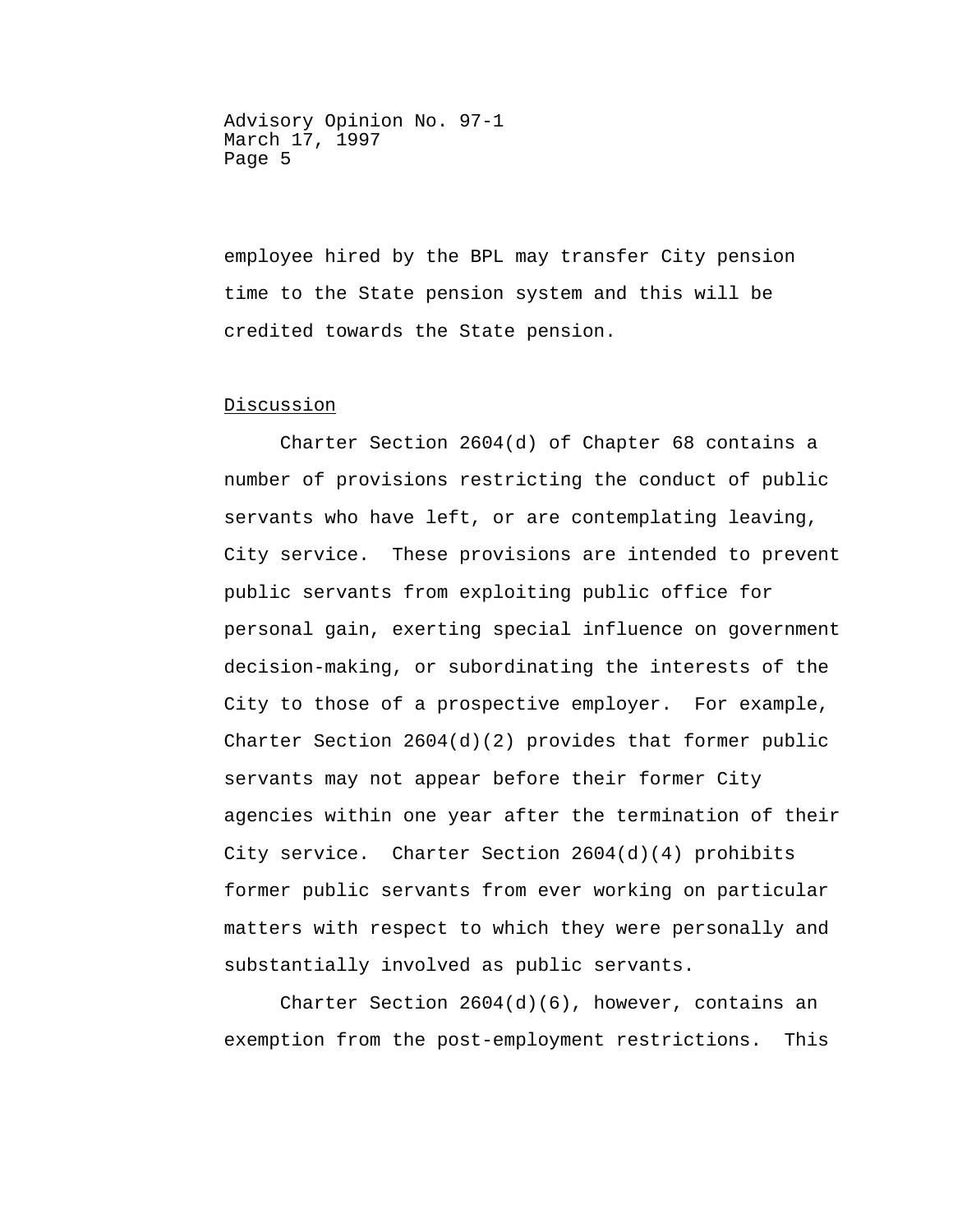employee hired by the BPL may transfer City pension time to the State pension system and this will be credited towards the State pension.

## Discussion

Charter Section 2604(d) of Chapter 68 contains a number of provisions restricting the conduct of public servants who have left, or are contemplating leaving, City service. These provisions are intended to prevent public servants from exploiting public office for personal gain, exerting special influence on government decision-making, or subordinating the interests of the City to those of a prospective employer. For example, Charter Section 2604(d)(2) provides that former public servants may not appear before their former City agencies within one year after the termination of their City service. Charter Section 2604(d)(4) prohibits former public servants from ever working on particular matters with respect to which they were personally and substantially involved as public servants.

Charter Section 2604(d)(6), however, contains an exemption from the post-employment restrictions. This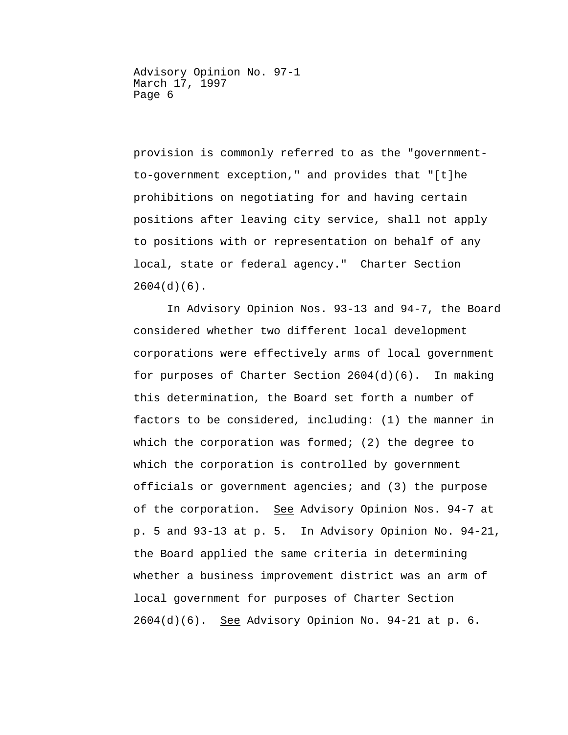provision is commonly referred to as the "government-to-government exception," and provides that "[t]he prohibitions on negotiating for and having certain positions after leaving city service, shall not apply to positions with or representation on behalf of any local, state or federal agency." Charter Section 2604(d)(6).

In Advisory Opinion Nos. 93-13 and 94-7, the Board considered whether two different local development corporations were effectively arms of local government for purposes of Charter Section 2604(d)(6). In making this determination, the Board set forth a number of factors to be considered, including: (1) the manner in which the corporation was formed; (2) the degree to which the corporation is controlled by government officials or government agencies; and (3) the purpose of the corporation. <u>See</u> Advisory Opinion Nos. 94-7 at p. 5 and 93-13 at p. 5. In Advisory Opinion No. 94-21, the Board applied the same criteria in determining whether a business improvement district was an arm of local government for purposes of Charter Section 2604(d)(6). <u>See</u> Advisory Opinion No. 94-21 at p. 6.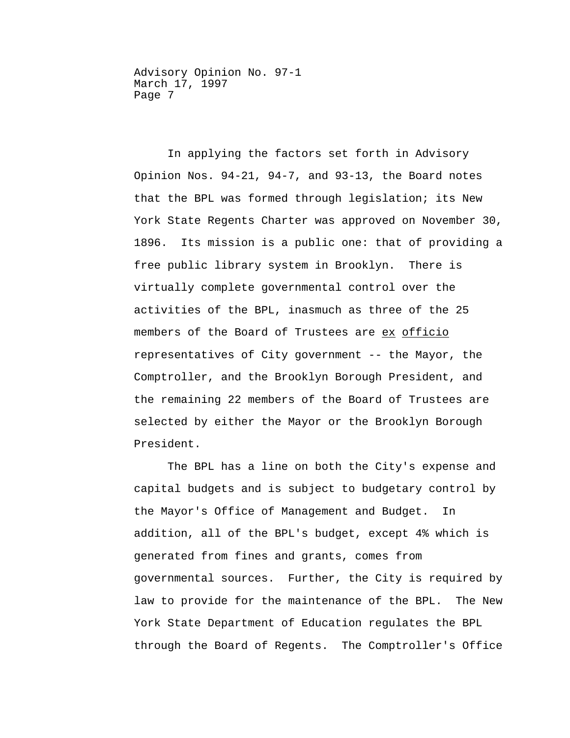In applying the factors set forth in Advisory Opinion Nos. 94-21, 94-7, and 93-13, the Board notes that the BPL was formed through legislation; its New York State Regents Charter was approved on November 30, 1896. Its mission is a public one: that of providing a free public library system in Brooklyn. There is virtually complete governmental control over the activities of the BPL, inasmuch as three of the 25 members of the Board of Trustees are _ex officio_ representatives of City government -- the Mayor, the Comptroller, and the Brooklyn Borough President, and the remaining 22 members of the Board of Trustees are selected by either the Mayor or the Brooklyn Borough President.

The BPL has a line on both the City's expense and capital budgets and is subject to budgetary control by the Mayor's Office of Management and Budget. In addition, all of the BPL's budget, except 4% which is generated from fines and grants, comes from governmental sources. Further, the City is required by law to provide for the maintenance of the BPL. The New York State Department of Education regulates the BPL through the Board of Regents. The Comptroller's Office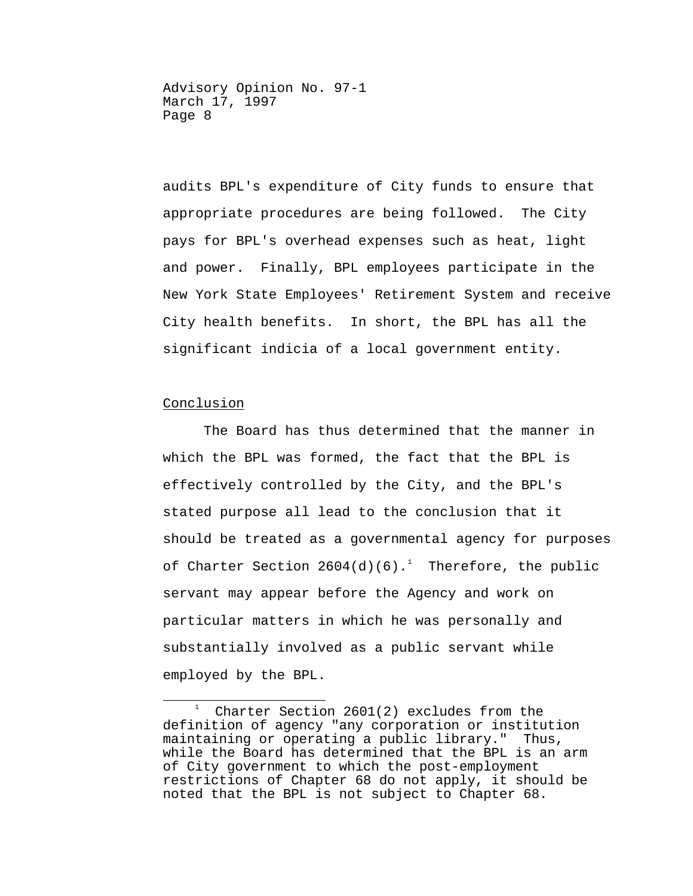audits BPL's expenditure of City funds to ensure that appropriate procedures are being followed. The City pays for BPL's overhead expenses such as heat, light and power. Finally, BPL employees participate in the New York State Employees' Retirement System and receive City health benefits. In short, the BPL has all the significant indicia of a local government entity.

## Conclusion

The Board has thus determined that the manner in which the BPL was formed, the fact that the BPL is effectively controlled by the City, and the BPL's stated purpose all lead to the conclusion that it should be treated as a governmental agency for purposes of Charter Section 2604(d)(6).[1] Therefore, the public servant may appear before the Agency and work on particular matters in which he was personally and substantially involved as a public servant while employed by the BPL.

---

[1] Charter Section 2601(2) excludes from the definition of agency "any corporation or institution maintaining or operating a public library." Thus, while the Board has determined that the BPL is an arm of City government to which the post-employment restrictions of Chapter 68 do not apply, it should be noted that the BPL is not subject to Chapter 68.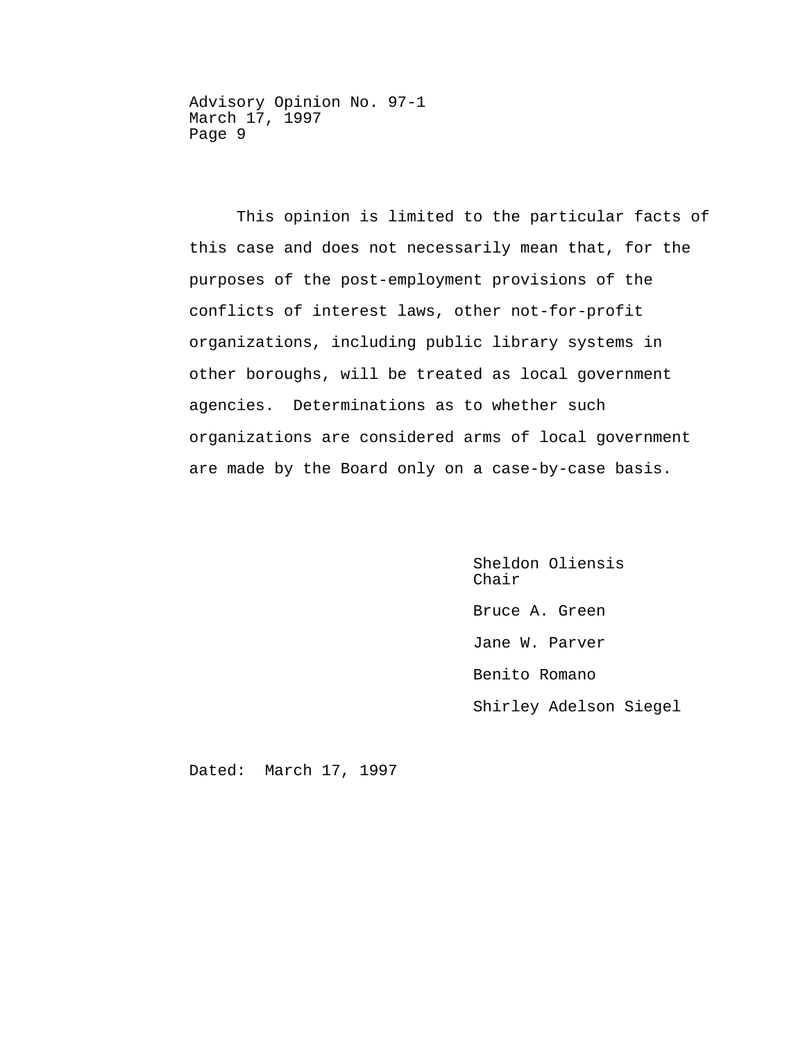This opinion is limited to the particular facts of this case and does not necessarily mean that, for the purposes of the post-employment provisions of the conflicts of interest laws, other not-for-profit organizations, including public library systems in other boroughs, will be treated as local government agencies. Determinations as to whether such organizations are considered arms of local government are made by the Board only on a case-by-case basis.

Sheldon Oliensis
Chair

Bruce A. Green

Jane W. Parver

Benito Romano

Shirley Adelson Siegel

Dated: March 17, 1997